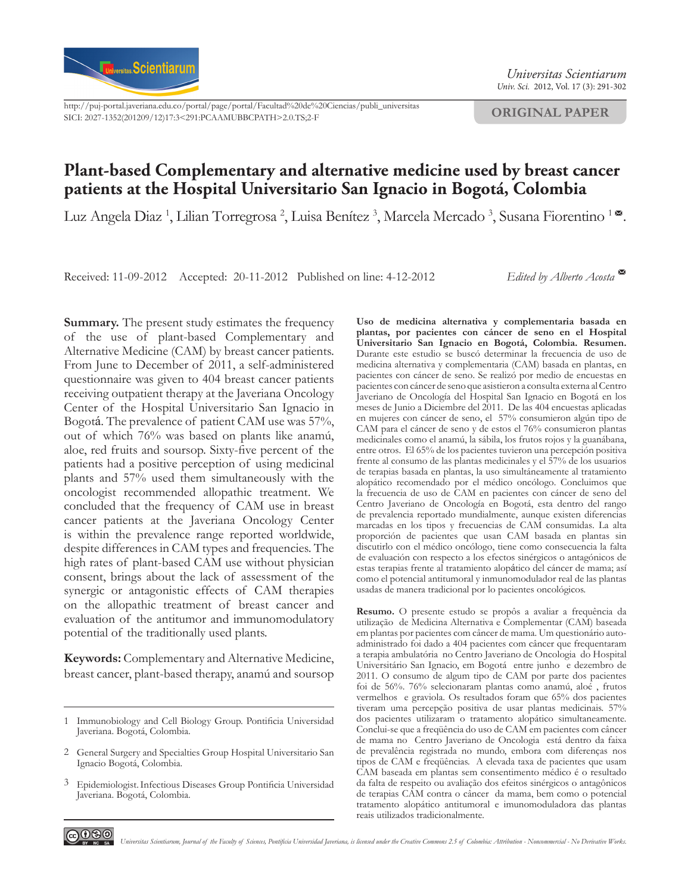http://puj-portal.javeriana.edu.co/portal/page/portal/Facultad%20de%20Ciencias/publi_universitas
SICI: 2027-1352(201209/12)17:3<291:PCAAMUBBCPATH>2.0.TS;2-F

ORIGINAL PAPER

# Plant-based Complementary and alternative medicine used by breast cancer patients at the Hospital Universitario San Ignacio in Bogotá, Colombia

Luz Angela Diaz [1], Lilian Torregrosa [2], Luisa Benítez [3], Marcela Mercado [3], Susana Fiorentino [1] ✉.

Received: 11-09-2012 Accepted: 20-11-2012 Published on line: 4-12-2012

*Edited by Alberto Acosta* ✉

**Summary.** The present study estimates the frequency of the use of plant-based Complementary and Alternative Medicine (CAM) by breast cancer patients. From June to December of 2011, a self-administered questionnaire was given to 404 breast cancer patients receiving outpatient therapy at the Javeriana Oncology Center of the Hospital Universitario San Ignacio in Bogotá. The prevalence of patient CAM use was 57%, out of which 76% was based on plants like anamú, aloe, red fruits and soursop. Sixty-five percent of the patients had a positive perception of using medicinal plants and 57% used them simultaneously with the oncologist recommended allopathic treatment. We concluded that the frequency of CAM use in breast cancer patients at the Javeriana Oncology Center is within the prevalence range reported worldwide, despite differences in CAM types and frequencies. The high rates of plant-based CAM use without physician consent, brings about the lack of assessment of the synergic or antagonistic effects of CAM therapies on the allopathic treatment of breast cancer and evaluation of the antitumor and immunomodulatory potential of the traditionally used plants.

**Keywords:** Complementary and Alternative Medicine, breast cancer, plant-based therapy, anamú and soursop

1 Immunobiology and Cell Biology Group. Pontificia Universidad Javeriana. Bogotá, Colombia.

2 General Surgery and Specialties Group Hospital Universitario San Ignacio Bogotá, Colombia.

3 Epidemiologist. Infectious Diseases Group Pontificia Universidad Javeriana. Bogotá, Colombia.

**Uso de medicina alternativa y complementaria basada en plantas, por pacientes con cáncer de seno en el Hospital Universitario San Ignacio en Bogotá, Colombia. Resumen.** Durante este estudio se buscó determinar la frecuencia de uso de medicina alternativa y complementaria (CAM) basada en plantas, en pacientes con cáncer de seno. Se realizó por medio de encuestas en pacientes con cáncer de seno que asistieron a consulta externa al Centro Javeriano de Oncología del Hospital San Ignacio en Bogotá en los meses de Junio a Diciembre del 2011. De las 404 encuestas aplicadas en mujeres con cáncer de seno, el 57% consumieron algún tipo de CAM para el cáncer de seno y de estos el 76% consumieron plantas medicinales como el anamú, la sábila, los frutos rojos y la guanábana, entre otros. El 65% de los pacientes tuvieron una percepción positiva frente al consumo de las plantas medicinales y el 57% de los usuarios de terapias basada en plantas, la uso simultáneamente al tratamiento alopático recomendado por el médico oncólogo. Concluimos que la frecuencia de uso de CAM en pacientes con cáncer de seno del Centro Javeriano de Oncología en Bogotá, esta dentro del rango de prevalencia reportado mundialmente, aunque existen diferencias marcadas en los tipos y frecuencias de CAM consumidas. La alta proporción de pacientes que usan CAM basada en plantas sin discutirlo con el médico oncólogo, tiene como consecuencia la falta de evaluación con respecto a los efectos sinérgicos o antagónicos de estas terapias frente al tratamiento alopático del cáncer de mama; así como el potencial antitumoral y inmunomodulador real de las plantas usadas de manera tradicional por lo pacientes oncológicos.

**Resumo.** O presente estudo se propôs a avaliar a frequência da utilização de Medicina Alternativa e Complementar (CAM) baseada em plantas por pacientes com câncer de mama. Um questionário auto-administrado foi dado a 404 pacientes com câncer que frequentaram a terapia ambulatória no Centro Javeriano de Oncologia do Hospital Universitário San Ignacio, em Bogotá entre junho e dezembro de 2011. O consumo de algum tipo de CAM por parte dos pacientes foi de 56%. 76% selecionaram plantas como anamú, aloé , frutos vermelhos e graviola. Os resultados foram que 65% dos pacientes tiveram uma percepção positiva de usar plantas medicinais. 57% dos pacientes utilizaram o tratamento alopático simultaneamente. Conclui-se que a freqüência do uso de CAM em pacientes com câncer de mama no Centro Javeriano de Oncologia está dentro da faixa de prevalência registrada no mundo, embora com diferenças nos tipos de CAM e freqüências. A elevada taxa de pacientes que usam CAM baseada em plantas sem consentimento médico é o resultado da falta de respeito ou avaliação dos efeitos sinérgicos o antagônicos de terapias CAM contra o câncer da mama, bem como o potencial tratamento alopático antitumoral e imunomoduladora das plantas reais utilizados tradicionalmente.

*Universitas Scientiarum, Journal of the Faculty of Sciences, Pontificia Universidad Javeriana, is licensed under the Creative Commons 2.5 of Colombia: Attribution - Noncommercial - No Derivative Works.*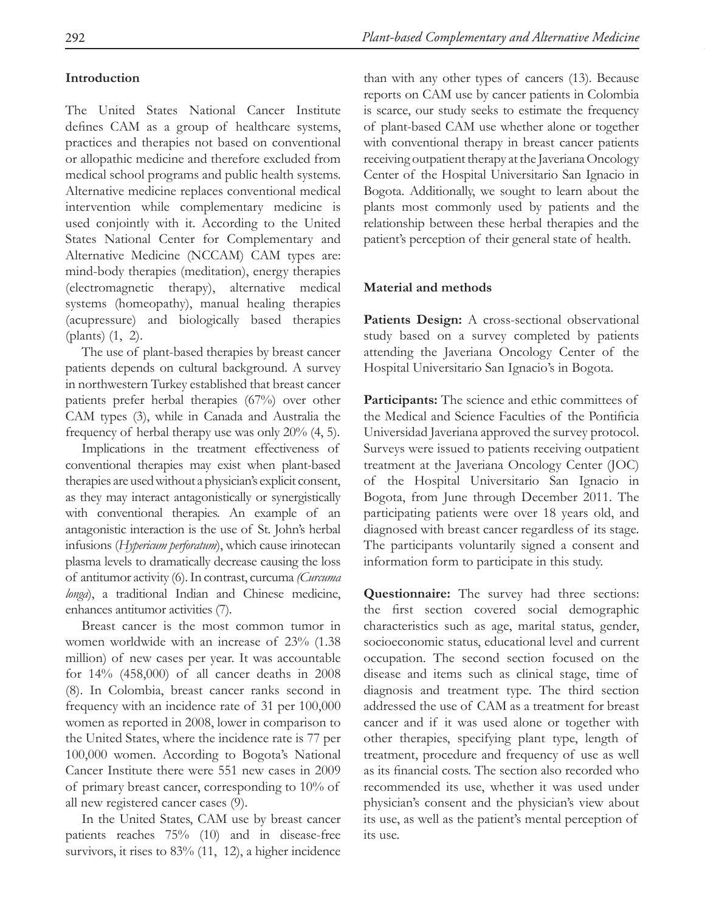## Introduction

The United States National Cancer Institute defines CAM as a group of healthcare systems, practices and therapies not based on conventional or allopathic medicine and therefore excluded from medical school programs and public health systems. Alternative medicine replaces conventional medical intervention while complementary medicine is used conjointly with it. According to the United States National Center for Complementary and Alternative Medicine (NCCAM) CAM types are: mind-body therapies (meditation), energy therapies (electromagnetic therapy), alternative medical systems (homeopathy), manual healing therapies (acupressure) and biologically based therapies (plants) (1, 2).

The use of plant-based therapies by breast cancer patients depends on cultural background. A survey in northwestern Turkey established that breast cancer patients prefer herbal therapies (67%) over other CAM types (3), while in Canada and Australia the frequency of herbal therapy use was only 20% (4, 5).

Implications in the treatment effectiveness of conventional therapies may exist when plant-based therapies are used without a physician's explicit consent, as they may interact antagonistically or synergistically with conventional therapies. An example of an antagonistic interaction is the use of St. John's herbal infusions (*Hypericum perforatum*), which cause irinotecan plasma levels to dramatically decrease causing the loss of antitumor activity (6). In contrast, curcuma *(Curcuma longa*), a traditional Indian and Chinese medicine, enhances antitumor activities (7).

Breast cancer is the most common tumor in women worldwide with an increase of 23% (1.38 million) of new cases per year. It was accountable for 14% (458,000) of all cancer deaths in 2008 (8). In Colombia, breast cancer ranks second in frequency with an incidence rate of 31 per 100,000 women as reported in 2008, lower in comparison to the United States, where the incidence rate is 77 per 100,000 women. According to Bogota's National Cancer Institute there were 551 new cases in 2009 of primary breast cancer, corresponding to 10% of all new registered cancer cases (9).

In the United States, CAM use by breast cancer patients reaches 75% (10) and in disease-free survivors, it rises to 83% (11, 12), a higher incidence than with any other types of cancers (13). Because reports on CAM use by cancer patients in Colombia is scarce, our study seeks to estimate the frequency of plant-based CAM use whether alone or together with conventional therapy in breast cancer patients receiving outpatient therapy at the Javeriana Oncology Center of the Hospital Universitario San Ignacio in Bogota. Additionally, we sought to learn about the plants most commonly used by patients and the relationship between these herbal therapies and the patient's perception of their general state of health.

## Material and methods

**Patients Design:** A cross-sectional observational study based on a survey completed by patients attending the Javeriana Oncology Center of the Hospital Universitario San Ignacio's in Bogota.

**Participants:** The science and ethic committees of the Medical and Science Faculties of the Pontificia Universidad Javeriana approved the survey protocol. Surveys were issued to patients receiving outpatient treatment at the Javeriana Oncology Center (JOC) of the Hospital Universitario San Ignacio in Bogota, from June through December 2011. The participating patients were over 18 years old, and diagnosed with breast cancer regardless of its stage. The participants voluntarily signed a consent and information form to participate in this study.

**Questionnaire:** The survey had three sections: the first section covered social demographic characteristics such as age, marital status, gender, socioeconomic status, educational level and current occupation. The second section focused on the disease and items such as clinical stage, time of diagnosis and treatment type. The third section addressed the use of CAM as a treatment for breast cancer and if it was used alone or together with other therapies, specifying plant type, length of treatment, procedure and frequency of use as well as its financial costs. The section also recorded who recommended its use, whether it was used under physician's consent and the physician's view about its use, as well as the patient's mental perception of its use.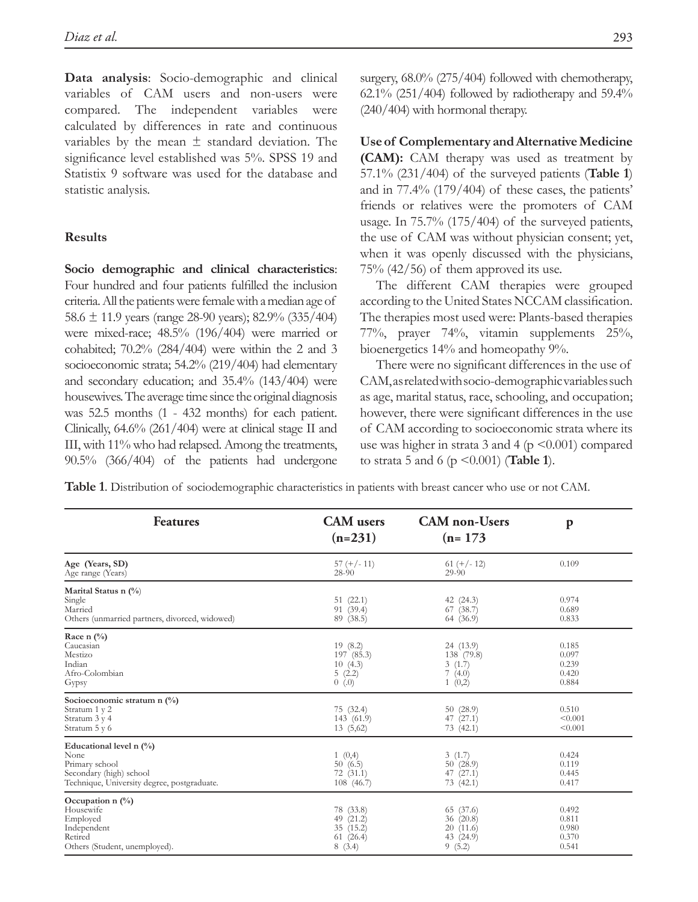**Data analysis**: Socio-demographic and clinical variables of CAM users and non-users were compared. The independent variables were calculated by differences in rate and continuous variables by the mean ± standard deviation. The significance level established was 5%. SPSS 19 and Statistix 9 software was used for the database and statistic analysis.

## Results

**Socio demographic and clinical characteristics**: Four hundred and four patients fulfilled the inclusion criteria. All the patients were female with a median age of 58.6 ± 11.9 years (range 28-90 years); 82.9% (335/404) were mixed-race; 48.5% (196/404) were married or cohabited; 70.2% (284/404) were within the 2 and 3 socioeconomic strata; 54.2% (219/404) had elementary and secondary education; and 35.4% (143/404) were housewives. The average time since the original diagnosis was 52.5 months (1 - 432 months) for each patient. Clinically, 64.6% (261/404) were at clinical stage II and III, with 11% who had relapsed. Among the treatments, 90.5% (366/404) of the patients had undergone surgery, 68.0% (275/404) followed with chemotherapy, 62.1% (251/404) followed by radiotherapy and 59.4% (240/404) with hormonal therapy.

**Use of Complementary and Alternative Medicine (CAM):** CAM therapy was used as treatment by 57.1% (231/404) of the surveyed patients (**Table 1**) and in 77.4% (179/404) of these cases, the patients' friends or relatives were the promoters of CAM usage. In 75.7% (175/404) of the surveyed patients, the use of CAM was without physician consent; yet, when it was openly discussed with the physicians, 75% (42/56) of them approved its use.

The different CAM therapies were grouped according to the United States NCCAM classification. The therapies most used were: Plants-based therapies 77%, prayer 74%, vitamin supplements 25%, bioenergetics 14% and homeopathy 9%.

There were no significant differences in the use of CAM, as related with socio-demographic variables such as age, marital status, race, schooling, and occupation; however, there were significant differences in the use of CAM according to socioeconomic strata where its use was higher in strata 3 and 4 ($p < 0.001$) compared to strata 5 and 6 ($p < 0.001$) (**Table 1**).

**Table 1**. Distribution of sociodemographic characteristics in patients with breast cancer who use or not CAM.

| Features | CAM users (n=231) | CAM non-Users (n= 173 | p |
|---|---|---|---|
| **Age (Years, SD)** | 57 (+/- 11) | 61 (+/- 12) | 0.109 |
| Age range (Years) | 28-90 | 29-90 | |
| **Marital Status n (%)** | | | |
| Single | 51 (22.1) | 42 (24.3) | 0.974 |
| Married | 91 (39.4) | 67 (38.7) | 0.689 |
| Others (unmarried partners, divorced, widowed) | 89 (38.5) | 64 (36.9) | 0.833 |
| **Race n (%)** | | | |
| Caucasian | 19 (8.2) | 24 (13.9) | 0.185 |
| Mestizo | 197 (85.3) | 138 (79.8) | 0.097 |
| Indian | 10 (4.3) | 3 (1.7) | 0.239 |
| Afro-Colombian | 5 (2.2) | 7 (4.0) | 0.420 |
| Gypsy | 0 (.0) | 1 (0,2) | 0.884 |
| **Socioeconomic stratum n (%)** | | | |
| Stratum 1 y 2 | 75 (32.4) | 50 (28.9) | 0.510 |
| Stratum 3 y 4 | 143 (61.9) | 47 (27.1) | <0.001 |
| Stratum 5 y 6 | 13 (5,62) | 73 (42.1) | <0.001 |
| **Educational level n (%)** | | | |
| None | 1 (0,4) | 3 (1.7) | 0.424 |
| Primary school | 50 (6.5) | 50 (28.9) | 0.119 |
| Secondary (high) school | 72 (31.1) | 47 (27.1) | 0.445 |
| Technique, University degree, postgraduate. | 108 (46.7) | 73 (42.1) | 0.417 |
| **Occupation n (%)** | | | |
| Housewife | 78 (33.8) | 65 (37.6) | 0.492 |
| Employed | 49 (21.2) | 36 (20.8) | 0.811 |
| Independent | 35 (15.2) | 20 (11.6) | 0.980 |
| Retired | 61 (26.4) | 43 (24.9) | 0.370 |
| Others (Student, unemployed). | 8 (3.4) | 9 (5.2) | 0.541 |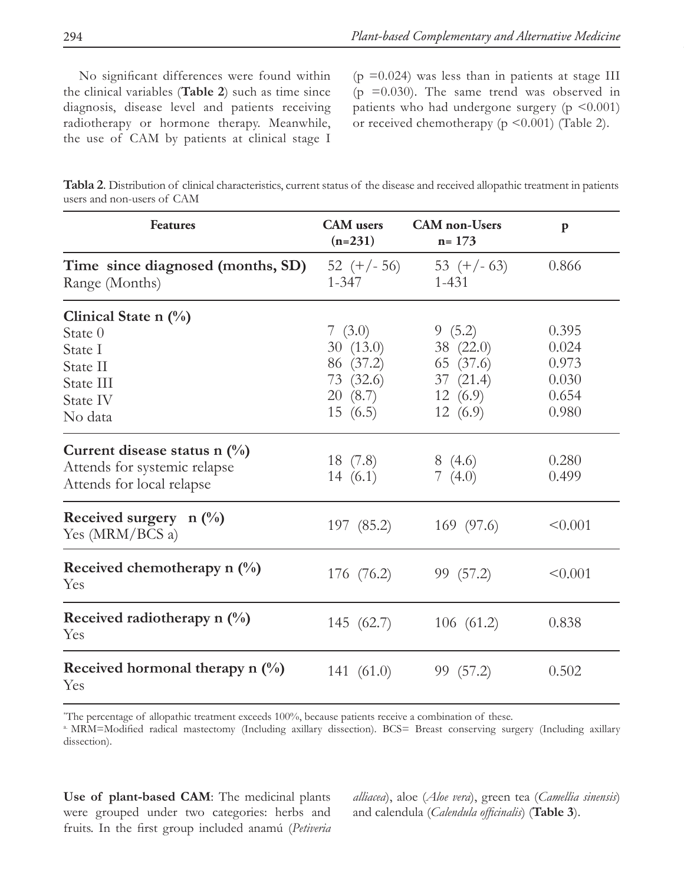No significant differences were found within the clinical variables (**Table 2**) such as time since diagnosis, disease level and patients receiving radiotherapy or hormone therapy. Meanwhile, the use of CAM by patients at clinical stage I (p =0.024) was less than in patients at stage III (p =0.030). The same trend was observed in patients who had undergone surgery (p <0.001) or received chemotherapy (p <0.001) (Table 2).

**Tabla 2**. Distribution of clinical characteristics, current status of the disease and received allopathic treatment in patients users and non-users of CAM

| Features | CAM users (n=231) | CAM non-Users n= 173 | p |
|---|---|---|---|
| **Time since diagnosed (months, SD)** | 52 (+/- 56) | 53 (+/- 63) | 0.866 |
| Range (Months) | 1-347 | 1-431 | |
| **Clinical State n (%)** | | | |
| State 0 | 7 (3.0) | 9 (5.2) | 0.395 |
| State I | 30 (13.0) | 38 (22.0) | 0.024 |
| State II | 86 (37.2) | 65 (37.6) | 0.973 |
| State III | 73 (32.6) | 37 (21.4) | 0.030 |
| State IV | 20 (8.7) | 12 (6.9) | 0.654 |
| No data | 15 (6.5) | 12 (6.9) | 0.980 |
| **Current disease status n (%)** | | | |
| Attends for systemic relapse | 18 (7.8) | 8 (4.6) | 0.280 |
| Attends for local relapse | 14 (6.1) | 7 (4.0) | 0.499 |
| **Received surgery n (%)** Yes (MRM/BCS a) | 197 (85.2) | 169 (97.6) | <0.001 |
| **Received chemotherapy n (%)** Yes | 176 (76.2) | 99 (57.2) | <0.001 |
| **Received radiotherapy n (%)** Yes | 145 (62.7) | 106 (61.2) | 0.838 |
| **Received hormonal therapy n (%)** Yes | 141 (61.0) | 99 (57.2) | 0.502 |

[*]The percentage of allopathic treatment exceeds 100%, because patients receive a combination of these.

[a.] MRM=Modified radical mastectomy (Including axillary dissection). BCS= Breast conserving surgery (Including axillary dissection).

**Use of plant-based CAM**: The medicinal plants were grouped under two categories: herbs and fruits. In the first group included anamú (*Petiveria alliacea*), aloe (*Aloe vera*), green tea (*Camellia sinensis*) and calendula (*Calendula officinalis*) (**Table 3**).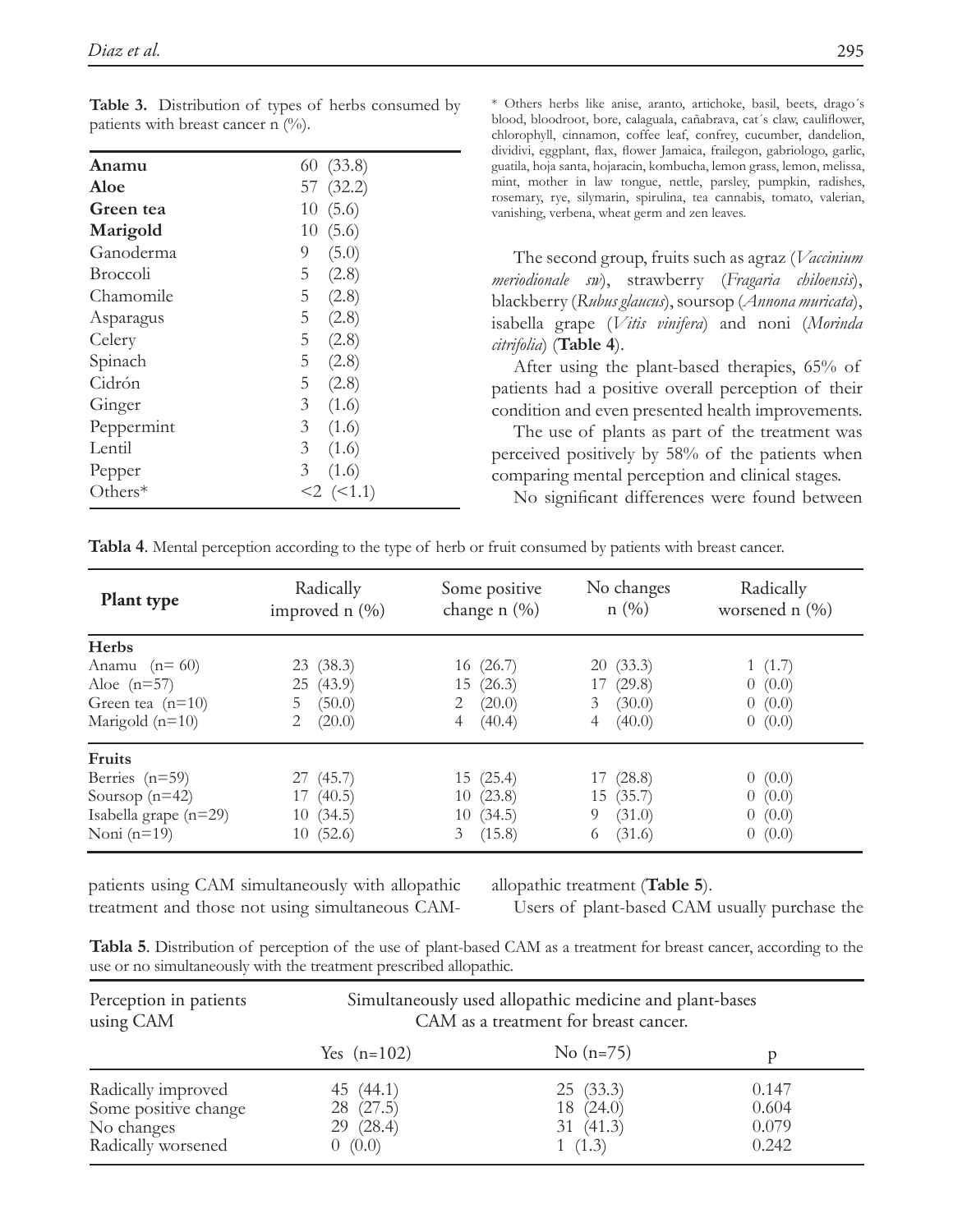**Table 3.** Distribution of types of herbs consumed by patients with breast cancer n (%).

| | |
|---|---|
| **Anamu** | 60 (33.8) |
| **Aloe** | 57 (32.2) |
| **Green tea** | 10 (5.6) |
| **Marigold** | 10 (5.6) |
| Ganoderma | 9 (5.0) |
| Broccoli | 5 (2.8) |
| Chamomile | 5 (2.8) |
| Asparagus | 5 (2.8) |
| Celery | 5 (2.8) |
| Spinach | 5 (2.8) |
| Cidrón | 5 (2.8) |
| Ginger | 3 (1.6) |
| Peppermint | 3 (1.6) |
| Lentil | 3 (1.6) |
| Pepper | 3 (1.6) |
| Others* | <2 (<1.1) |

\* Others herbs like anise, aranto, artichoke, basil, beets, drago´s blood, bloodroot, bore, calaguala, cañabrava, cat´s claw, cauliflower, chlorophyll, cinnamon, coffee leaf, confrey, cucumber, dandelion, dividivi, eggplant, flax, flower Jamaica, frailegon, gabriologo, garlic, guatila, hoja santa, hojaracin, kombucha, lemon grass, lemon, melissa, mint, mother in law tongue, nettle, parsley, pumpkin, radishes, rosemary, rye, silymarin, spirulina, tea cannabis, tomato, valerian, vanishing, verbena, wheat germ and zen leaves.

The second group, fruits such as agraz (*Vaccinium meriodionale sw*), strawberry (*Fragaria chiloensis*), blackberry (*Rubus glaucus*), soursop (*Annona muricata*), isabella grape (*Vitis vinifera*) and noni (*Morinda citrifolia*) (**Table 4**).

After using the plant-based therapies, 65% of patients had a positive overall perception of their condition and even presented health improvements.

The use of plants as part of the treatment was perceived positively by 58% of the patients when comparing mental perception and clinical stages.

No significant differences were found between patients using CAM simultaneously with allopathic treatment and those not using simultaneous CAM-allopathic treatment (**Table 5**).

Users of plant-based CAM usually purchase the

**Tabla 4**. Mental perception according to the type of herb or fruit consumed by patients with breast cancer.

| **Plant type** | Radically improved n (%) | Some positive change n (%) | No changes n (%) | Radically worsened n (%) |
|---|---|---|---|---|
| **Herbs** | | | | |
| Anamu (n= 60) | 23 (38.3) | 16 (26.7) | 20 (33.3) | 1 (1.7) |
| Aloe (n=57) | 25 (43.9) | 15 (26.3) | 17 (29.8) | 0 (0.0) |
| Green tea (n=10) | 5 (50.0) | 2 (20.0) | 3 (30.0) | 0 (0.0) |
| Marigold (n=10) | 2 (20.0) | 4 (40.4) | 4 (40.0) | 0 (0.0) |
| **Fruits** | | | | |
| Berries (n=59) | 27 (45.7) | 15 (25.4) | 17 (28.8) | 0 (0.0) |
| Soursop (n=42) | 17 (40.5) | 10 (23.8) | 15 (35.7) | 0 (0.0) |
| Isabella grape (n=29) | 10 (34.5) | 10 (34.5) | 9 (31.0) | 0 (0.0) |
| Noni (n=19) | 10 (52.6) | 3 (15.8) | 6 (31.6) | 0 (0.0) |

**Tabla 5**. Distribution of perception of the use of plant-based CAM as a treatment for breast cancer, according to the use or no simultaneously with the treatment prescribed allopathic.

| Perception in patients using CAM | Simultaneously used allopathic medicine and plant-bases CAM as a treatment for breast cancer. | | |
|---|---|---|---|
| | Yes (n=102) | No (n=75) | p |
| Radically improved | 45 (44.1) | 25 (33.3) | 0.147 |
| Some positive change | 28 (27.5) | 18 (24.0) | 0.604 |
| No changes | 29 (28.4) | 31 (41.3) | 0.079 |
| Radically worsened | 0 (0.0) | 1 (1.3) | 0.242 |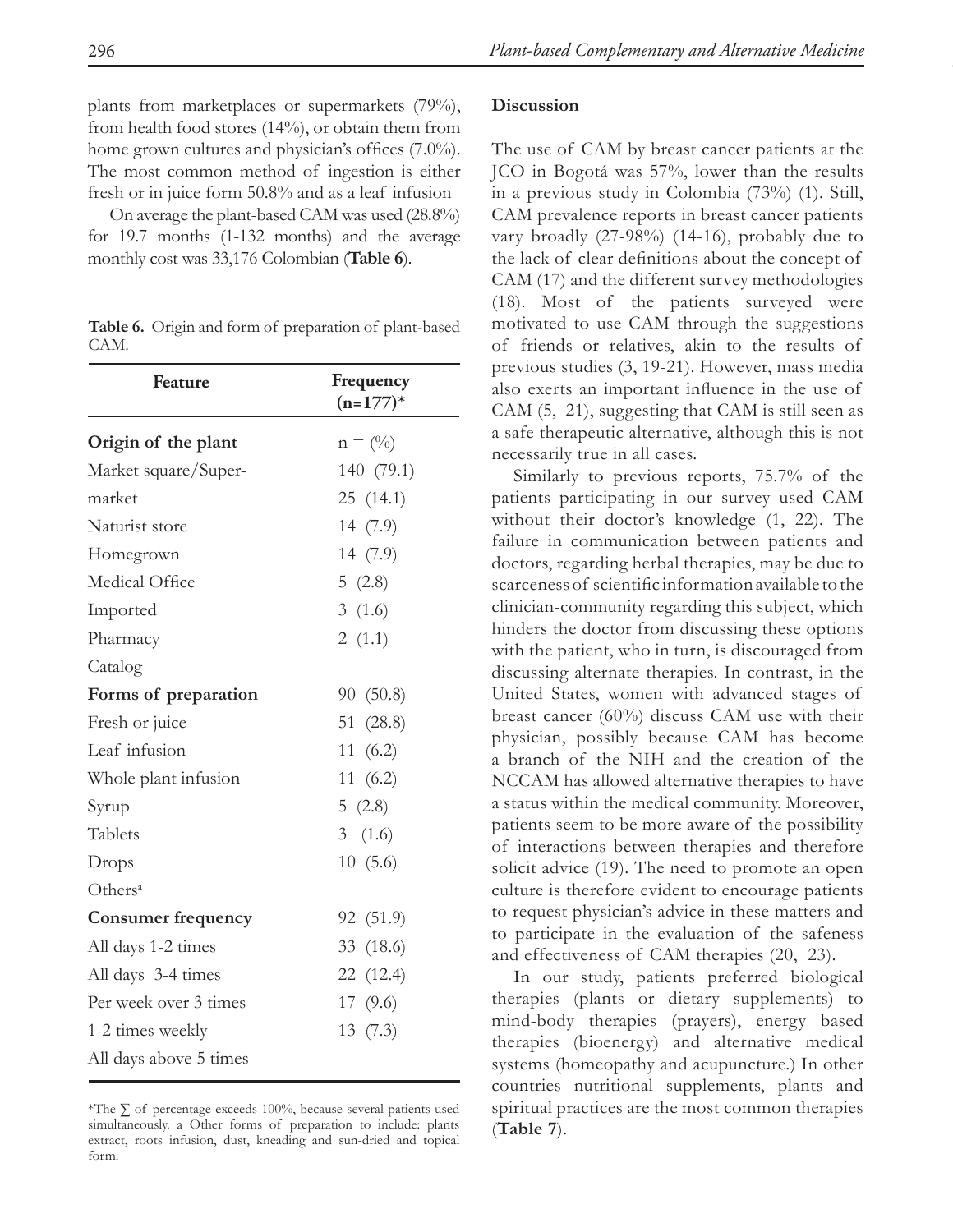plants from marketplaces or supermarkets (79%), from health food stores (14%), or obtain them from home grown cultures and physician's offices (7.0%). The most common method of ingestion is either fresh or in juice form 50.8% and as a leaf infusion

On average the plant-based CAM was used (28.8%) for 19.7 months (1-132 months) and the average monthly cost was 33,176 Colombian (**Table 6**).

**Table 6.** Origin and form of preparation of plant-based CAM.

| Feature | Frequency (n=177)* |
|---|---|
| **Origin of the plant** | n = (%) |
| Market square/Super- | 140 (79.1) |
| market | 25 (14.1) |
| Naturist store | 14 (7.9) |
| Homegrown | 14 (7.9) |
| Medical Office | 5 (2.8) |
| Imported | 3 (1.6) |
| Pharmacy | 2 (1.1) |
| Catalog | |
| **Forms of preparation** | 90 (50.8) |
| Fresh or juice | 51 (28.8) |
| Leaf infusion | 11 (6.2) |
| Whole plant infusion | 11 (6.2) |
| Syrup | 5 (2.8) |
| Tablets | 3 (1.6) |
| Drops | 10 (5.6) |
| Others[a] | |
| **Consumer frequency** | 92 (51.9) |
| All days 1-2 times | 33 (18.6) |
| All days 3-4 times | 22 (12.4) |
| Per week over 3 times | 17 (9.6) |
| 1-2 times weekly | 13 (7.3) |
| All days above 5 times | |

*The ∑ of percentage exceeds 100%, because several patients used simultaneously. a Other forms of preparation to include: plants extract, roots infusion, dust, kneading and sun-dried and topical form.

**Discussion**

The use of CAM by breast cancer patients at the JCO in Bogotá was 57%, lower than the results in a previous study in Colombia (73%) (1). Still, CAM prevalence reports in breast cancer patients vary broadly (27-98%) (14-16), probably due to the lack of clear definitions about the concept of CAM (17) and the different survey methodologies (18). Most of the patients surveyed were motivated to use CAM through the suggestions of friends or relatives, akin to the results of previous studies (3, 19-21). However, mass media also exerts an important influence in the use of CAM (5, 21), suggesting that CAM is still seen as a safe therapeutic alternative, although this is not necessarily true in all cases.

Similarly to previous reports, 75.7% of the patients participating in our survey used CAM without their doctor's knowledge (1, 22). The failure in communication between patients and doctors, regarding herbal therapies, may be due to scarceness of scientific information available to the clinician-community regarding this subject, which hinders the doctor from discussing these options with the patient, who in turn, is discouraged from discussing alternate therapies. In contrast, in the United States, women with advanced stages of breast cancer (60%) discuss CAM use with their physician, possibly because CAM has become a branch of the NIH and the creation of the NCCAM has allowed alternative therapies to have a status within the medical community. Moreover, patients seem to be more aware of the possibility of interactions between therapies and therefore solicit advice (19). The need to promote an open culture is therefore evident to encourage patients to request physician's advice in these matters and to participate in the evaluation of the safeness and effectiveness of CAM therapies (20, 23).

In our study, patients preferred biological therapies (plants or dietary supplements) to mind-body therapies (prayers), energy based therapies (bioenergy) and alternative medical systems (homeopathy and acupuncture.) In other countries nutritional supplements, plants and spiritual practices are the most common therapies (**Table 7**).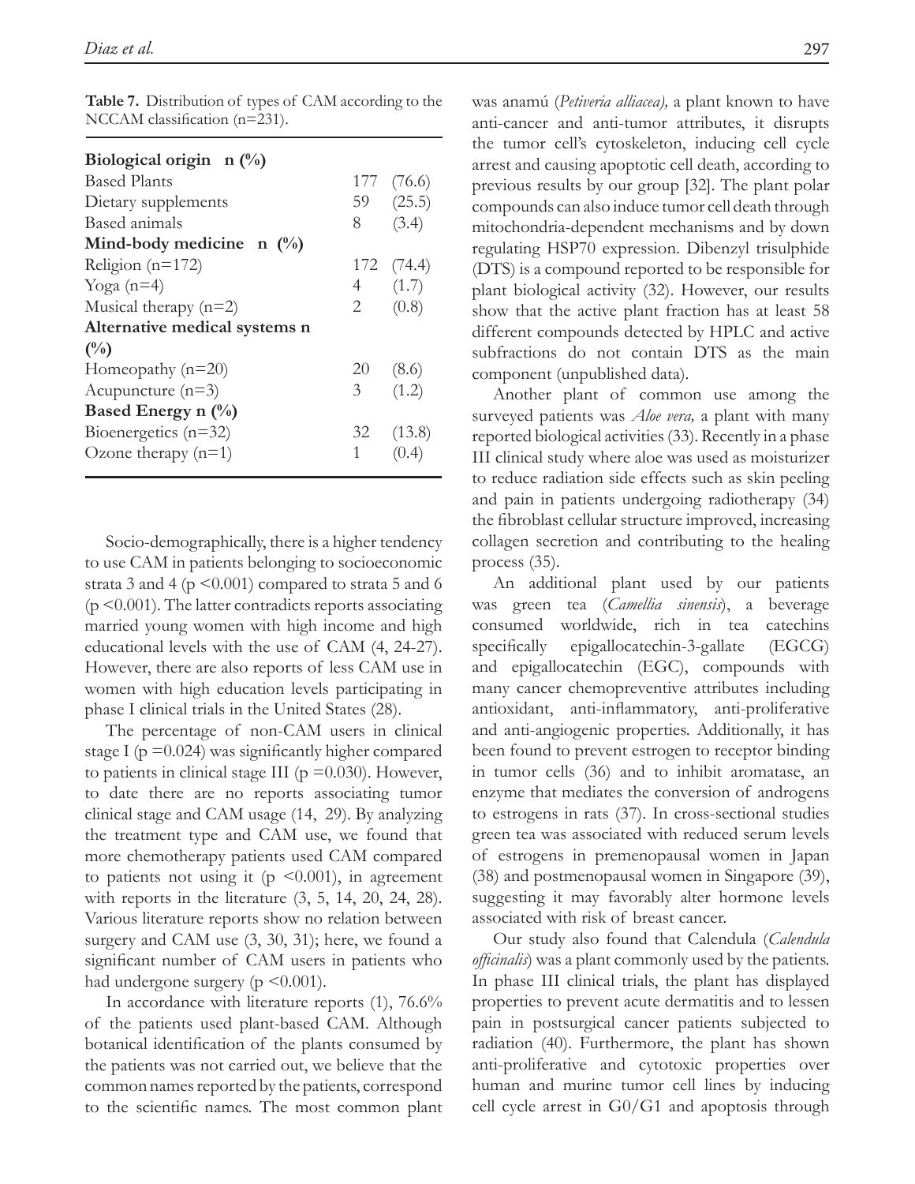**Table 7.** Distribution of types of CAM according to the NCCAM classification (n=231).

| | | |
|---|---|---|
| **Biological origin n (%)** | | |
| Based Plants | 177 | (76.6) |
| Dietary supplements | 59 | (25.5) |
| Based animals | 8 | (3.4) |
| **Mind-body medicine n (%)** | | |
| Religion (n=172) | 172 | (74.4) |
| Yoga (n=4) | 4 | (1.7) |
| Musical therapy (n=2) | 2 | (0.8) |
| **Alternative medical systems n (%)** | | |
| Homeopathy (n=20) | 20 | (8.6) |
| Acupuncture (n=3) | 3 | (1.2) |
| **Based Energy n (%)** | | |
| Bioenergetics (n=32) | 32 | (13.8) |
| Ozone therapy (n=1) | 1 | (0.4) |

Socio-demographically, there is a higher tendency to use CAM in patients belonging to socioeconomic strata 3 and 4 ($p < 0.001$) compared to strata 5 and 6 ($p < 0.001$). The latter contradicts reports associating married young women with high income and high educational levels with the use of CAM (4, 24-27). However, there are also reports of less CAM use in women with high education levels participating in phase I clinical trials in the United States (28).

The percentage of non-CAM users in clinical stage I ($p = 0.024$) was significantly higher compared to patients in clinical stage III ($p = 0.030$). However, to date there are no reports associating tumor clinical stage and CAM usage (14, 29). By analyzing the treatment type and CAM use, we found that more chemotherapy patients used CAM compared to patients not using it ($p < 0.001$), in agreement with reports in the literature (3, 5, 14, 20, 24, 28). Various literature reports show no relation between surgery and CAM use (3, 30, 31); here, we found a significant number of CAM users in patients who had undergone surgery ($p < 0.001$).

In accordance with literature reports (1), 76.6% of the patients used plant-based CAM. Although botanical identification of the plants consumed by the patients was not carried out, we believe that the common names reported by the patients, correspond to the scientific names. The most common plant was anamú (*Petiveria alliacea),* a plant known to have anti-cancer and anti-tumor attributes, it disrupts the tumor cell's cytoskeleton, inducing cell cycle arrest and causing apoptotic cell death, according to previous results by our group [32]. The plant polar compounds can also induce tumor cell death through mitochondria-dependent mechanisms and by down regulating HSP70 expression. Dibenzyl trisulphide (DTS) is a compound reported to be responsible for plant biological activity (32). However, our results show that the active plant fraction has at least 58 different compounds detected by HPLC and active subfractions do not contain DTS as the main component (unpublished data).

Another plant of common use among the surveyed patients was *Aloe vera,* a plant with many reported biological activities (33). Recently in a phase III clinical study where aloe was used as moisturizer to reduce radiation side effects such as skin peeling and pain in patients undergoing radiotherapy (34) the fibroblast cellular structure improved, increasing collagen secretion and contributing to the healing process (35).

An additional plant used by our patients was green tea (*Camellia sinensis*), a beverage consumed worldwide, rich in tea catechins specifically epigallocatechin-3-gallate (EGCG) and epigallocatechin (EGC), compounds with many cancer chemopreventive attributes including antioxidant, anti-inflammatory, anti-proliferative and anti-angiogenic properties. Additionally, it has been found to prevent estrogen to receptor binding in tumor cells (36) and to inhibit aromatase, an enzyme that mediates the conversion of androgens to estrogens in rats (37). In cross-sectional studies green tea was associated with reduced serum levels of estrogens in premenopausal women in Japan (38) and postmenopausal women in Singapore (39), suggesting it may favorably alter hormone levels associated with risk of breast cancer.

Our study also found that Calendula (*Calendula officinalis*) was a plant commonly used by the patients. In phase III clinical trials, the plant has displayed properties to prevent acute dermatitis and to lessen pain in postsurgical cancer patients subjected to radiation (40). Furthermore, the plant has shown anti-proliferative and cytotoxic properties over human and murine tumor cell lines by inducing cell cycle arrest in G0/G1 and apoptosis through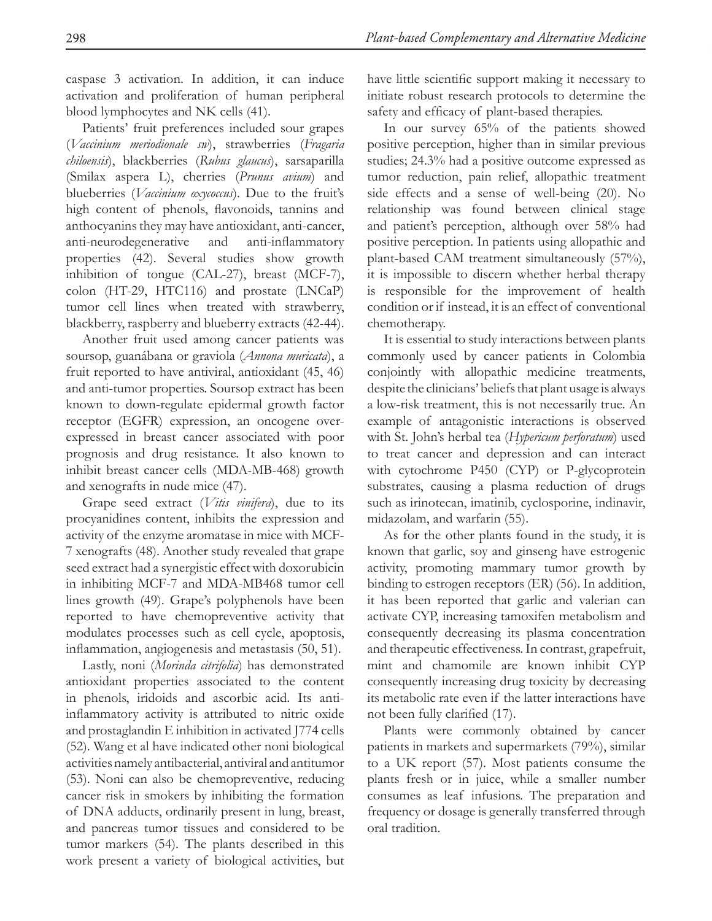caspase 3 activation. In addition, it can induce activation and proliferation of human peripheral blood lymphocytes and NK cells (41).

Patients' fruit preferences included sour grapes (*Vaccinium meriodionale sw*), strawberries (*Fragaria chiloensis*), blackberries (*Rubus glaucus*), sarsaparilla (Smilax aspera L), cherries (*Prunus avium*) and blueberries (*Vaccinium oxycoccus*). Due to the fruit's high content of phenols, flavonoids, tannins and anthocyanins they may have antioxidant, anti-cancer, anti-neurodegenerative and anti-inflammatory properties (42). Several studies show growth inhibition of tongue (CAL-27), breast (MCF-7), colon (HT-29, HTC116) and prostate (LNCaP) tumor cell lines when treated with strawberry, blackberry, raspberry and blueberry extracts (42-44).

Another fruit used among cancer patients was soursop, guanábana or graviola (*Annona muricata*), a fruit reported to have antiviral, antioxidant (45, 46) and anti-tumor properties. Soursop extract has been known to down-regulate epidermal growth factor receptor (EGFR) expression, an oncogene over-expressed in breast cancer associated with poor prognosis and drug resistance. It also known to inhibit breast cancer cells (MDA-MB-468) growth and xenografts in nude mice (47).

Grape seed extract (*Vitis vinifera*), due to its procyanidines content, inhibits the expression and activity of the enzyme aromatase in mice with MCF-7 xenografts (48). Another study revealed that grape seed extract had a synergistic effect with doxorubicin in inhibiting MCF-7 and MDA-MB468 tumor cell lines growth (49). Grape's polyphenols have been reported to have chemopreventive activity that modulates processes such as cell cycle, apoptosis, inflammation, angiogenesis and metastasis (50, 51).

Lastly, noni (*Morinda citrifolia*) has demonstrated antioxidant properties associated to the content in phenols, iridoids and ascorbic acid. Its anti-inflammatory activity is attributed to nitric oxide and prostaglandin E inhibition in activated J774 cells (52). Wang et al have indicated other noni biological activities namely antibacterial, antiviral and antitumor (53). Noni can also be chemopreventive, reducing cancer risk in smokers by inhibiting the formation of DNA adducts, ordinarily present in lung, breast, and pancreas tumor tissues and considered to be tumor markers (54). The plants described in this work present a variety of biological activities, but have little scientific support making it necessary to initiate robust research protocols to determine the safety and efficacy of plant-based therapies.

In our survey 65% of the patients showed positive perception, higher than in similar previous studies; 24.3% had a positive outcome expressed as tumor reduction, pain relief, allopathic treatment side effects and a sense of well-being (20). No relationship was found between clinical stage and patient's perception, although over 58% had positive perception. In patients using allopathic and plant-based CAM treatment simultaneously (57%), it is impossible to discern whether herbal therapy is responsible for the improvement of health condition or if instead, it is an effect of conventional chemotherapy.

It is essential to study interactions between plants commonly used by cancer patients in Colombia conjointly with allopathic medicine treatments, despite the clinicians' beliefs that plant usage is always a low-risk treatment, this is not necessarily true. An example of antagonistic interactions is observed with St. John's herbal tea (*Hypericum perforatum*) used to treat cancer and depression and can interact with cytochrome P450 (CYP) or P-glycoprotein substrates, causing a plasma reduction of drugs such as irinotecan, imatinib, cyclosporine, indinavir, midazolam, and warfarin (55).

As for the other plants found in the study, it is known that garlic, soy and ginseng have estrogenic activity, promoting mammary tumor growth by binding to estrogen receptors (ER) (56). In addition, it has been reported that garlic and valerian can activate CYP, increasing tamoxifen metabolism and consequently decreasing its plasma concentration and therapeutic effectiveness. In contrast, grapefruit, mint and chamomile are known inhibit CYP consequently increasing drug toxicity by decreasing its metabolic rate even if the latter interactions have not been fully clarified (17).

Plants were commonly obtained by cancer patients in markets and supermarkets (79%), similar to a UK report (57). Most patients consume the plants fresh or in juice, while a smaller number consumes as leaf infusions. The preparation and frequency or dosage is generally transferred through oral tradition.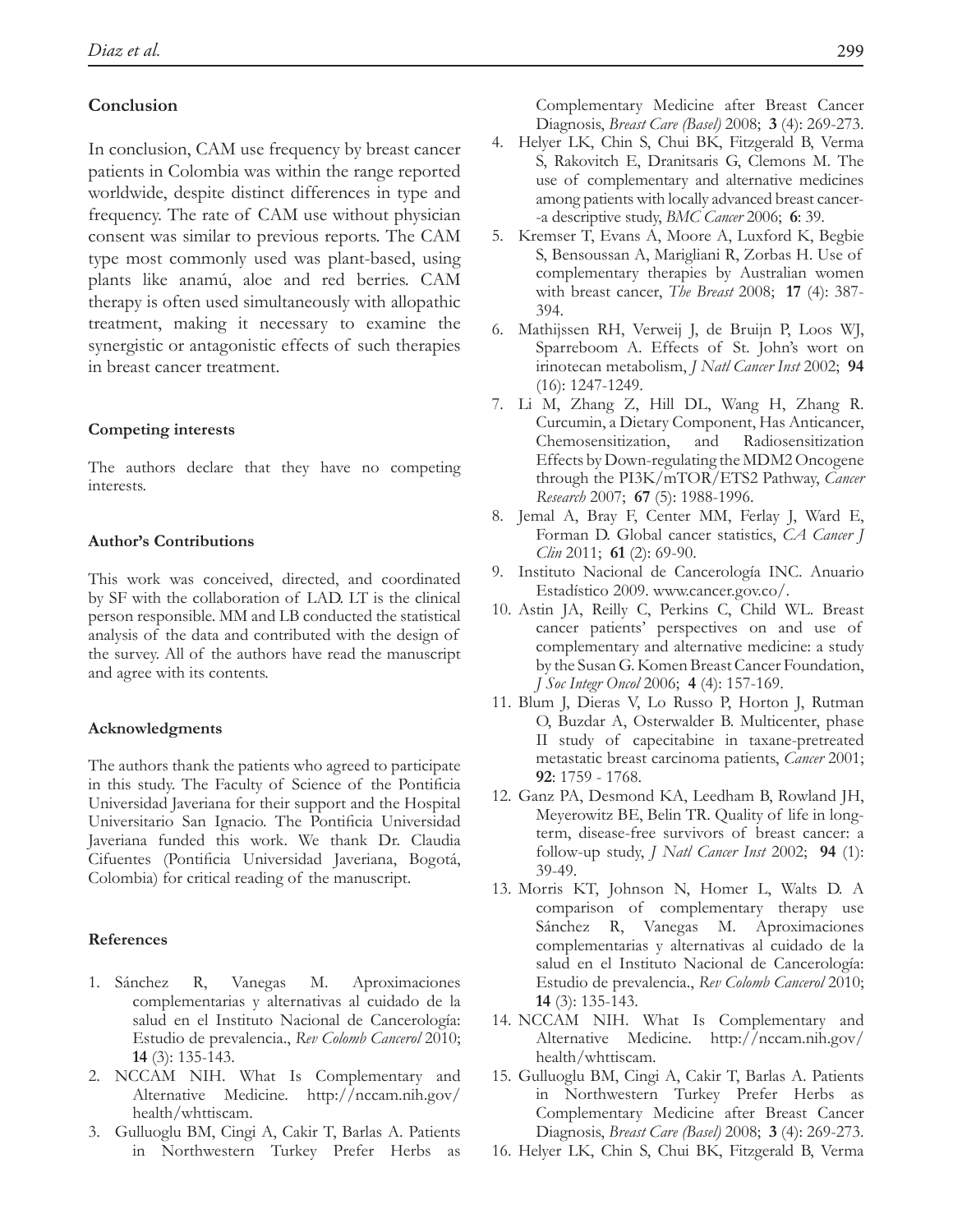## Conclusion

In conclusion, CAM use frequency by breast cancer patients in Colombia was within the range reported worldwide, despite distinct differences in type and frequency. The rate of CAM use without physician consent was similar to previous reports. The CAM type most commonly used was plant-based, using plants like anamú, aloe and red berries. CAM therapy is often used simultaneously with allopathic treatment, making it necessary to examine the synergistic or antagonistic effects of such therapies in breast cancer treatment.

### Competing interests

The authors declare that they have no competing interests.

### Author's Contributions

This work was conceived, directed, and coordinated by SF with the collaboration of LAD. LT is the clinical person responsible. MM and LB conducted the statistical analysis of the data and contributed with the design of the survey. All of the authors have read the manuscript and agree with its contents.

### Acknowledgments

The authors thank the patients who agreed to participate in this study. The Faculty of Science of the Pontificia Universidad Javeriana for their support and the Hospital Universitario San Ignacio. The Pontificia Universidad Javeriana funded this work. We thank Dr. Claudia Cifuentes (Pontificia Universidad Javeriana, Bogotá, Colombia) for critical reading of the manuscript.

### References

1. Sánchez R, Vanegas M. Aproximaciones complementarias y alternativas al cuidado de la salud en el Instituto Nacional de Cancerología: Estudio de prevalencia., *Rev Colomb Cancerol* 2010; **14** (3): 135-143.
2. NCCAM NIH. What Is Complementary and Alternative Medicine. http://nccam.nih.gov/health/whttiscam.
3. Gulluoglu BM, Cingi A, Cakir T, Barlas A. Patients in Northwestern Turkey Prefer Herbs as Complementary Medicine after Breast Cancer Diagnosis, *Breast Care (Basel)* 2008; **3** (4): 269-273.
4. Helyer LK, Chin S, Chui BK, Fitzgerald B, Verma S, Rakovitch E, Dranitsaris G, Clemons M. The use of complementary and alternative medicines among patients with locally advanced breast cancer--a descriptive study, *BMC Cancer* 2006; **6**: 39.
5. Kremser T, Evans A, Moore A, Luxford K, Begbie S, Bensoussan A, Marigliani R, Zorbas H. Use of complementary therapies by Australian women with breast cancer, *The Breast* 2008; **17** (4): 387-394.
6. Mathijssen RH, Verweij J, de Bruijn P, Loos WJ, Sparreboom A. Effects of St. John's wort on irinotecan metabolism, *J Natl Cancer Inst* 2002; **94** (16): 1247-1249.
7. Li M, Zhang Z, Hill DL, Wang H, Zhang R. Curcumin, a Dietary Component, Has Anticancer, Chemosensitization, and Radiosensitization Effects by Down-regulating the MDM2 Oncogene through the PI3K/mTOR/ETS2 Pathway, *Cancer Research* 2007; **67** (5): 1988-1996.
8. Jemal A, Bray F, Center MM, Ferlay J, Ward E, Forman D. Global cancer statistics, *CA Cancer J Clin* 2011; **61** (2): 69-90.
9. Instituto Nacional de Cancerología INC. Anuario Estadístico 2009. www.cancer.gov.co/.
10. Astin JA, Reilly C, Perkins C, Child WL. Breast cancer patients' perspectives on and use of complementary and alternative medicine: a study by the Susan G. Komen Breast Cancer Foundation, *J Soc Integr Oncol* 2006; **4** (4): 157-169.
11. Blum J, Dieras V, Lo Russo P, Horton J, Rutman O, Buzdar A, Osterwalder B. Multicenter, phase II study of capecitabine in taxane-pretreated metastatic breast carcinoma patients, *Cancer* 2001; **92**: 1759 - 1768.
12. Ganz PA, Desmond KA, Leedham B, Rowland JH, Meyerowitz BE, Belin TR. Quality of life in long-term, disease-free survivors of breast cancer: a follow-up study, *J Natl Cancer Inst* 2002; **94** (1): 39-49.
13. Morris KT, Johnson N, Homer L, Walts D. A comparison of complementary therapy use Sánchez R, Vanegas M. Aproximaciones complementarias y alternativas al cuidado de la salud en el Instituto Nacional de Cancerología: Estudio de prevalencia., *Rev Colomb Cancerol* 2010; **14** (3): 135-143.
14. NCCAM NIH. What Is Complementary and Alternative Medicine. http://nccam.nih.gov/health/whttiscam.
15. Gulluoglu BM, Cingi A, Cakir T, Barlas A. Patients in Northwestern Turkey Prefer Herbs as Complementary Medicine after Breast Cancer Diagnosis, *Breast Care (Basel)* 2008; **3** (4): 269-273.
16. Helyer LK, Chin S, Chui BK, Fitzgerald B, Verma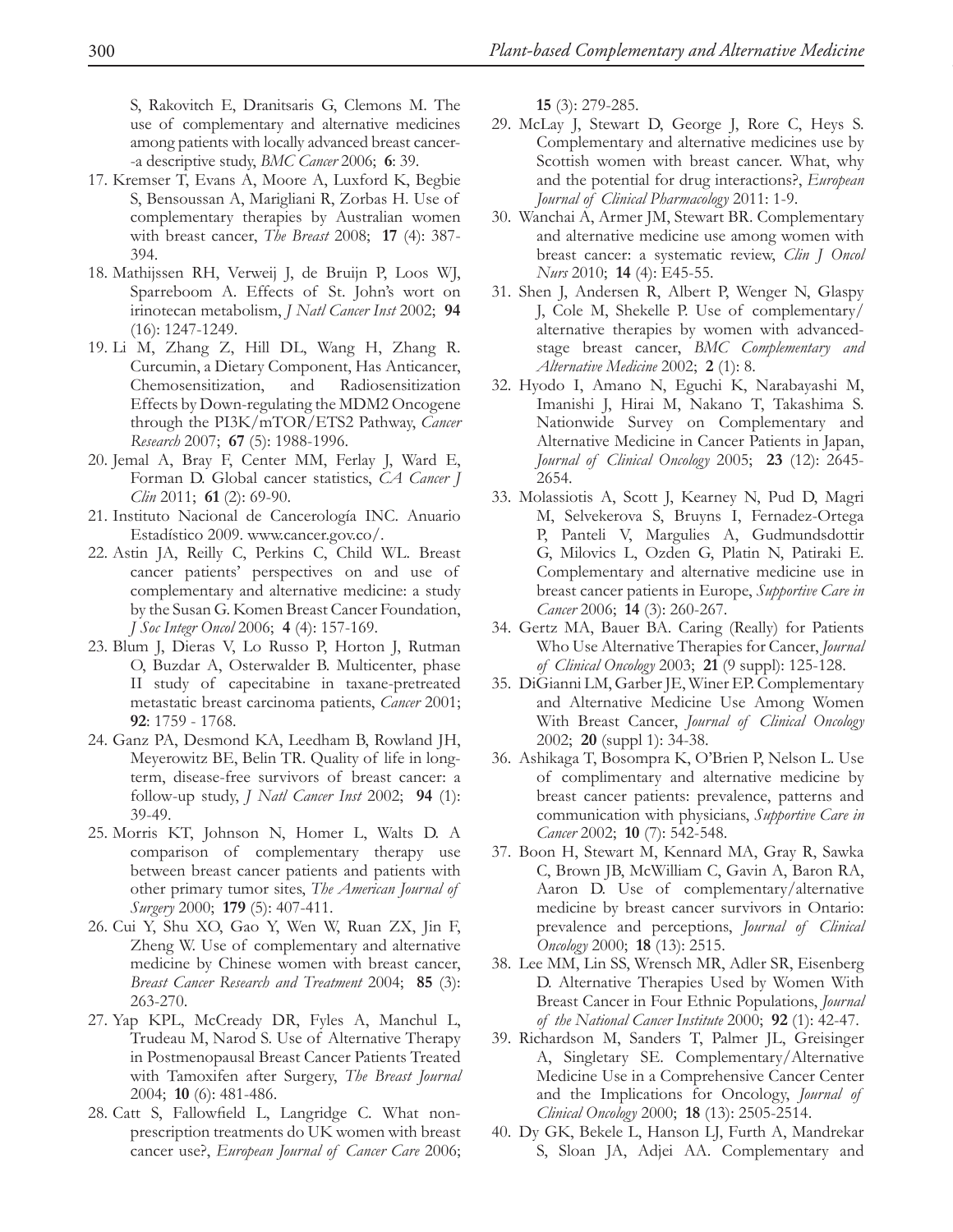S, Rakovitch E, Dranitsaris G, Clemons M. The use of complementary and alternative medicines among patients with locally advanced breast cancer--a descriptive study, *BMC Cancer* 2006; **6**: 39.

17. Kremser T, Evans A, Moore A, Luxford K, Begbie S, Bensoussan A, Marigliani R, Zorbas H. Use of complementary therapies by Australian women with breast cancer, *The Breast* 2008; **17** (4): 387-394.
18. Mathijssen RH, Verweij J, de Bruijn P, Loos WJ, Sparreboom A. Effects of St. John's wort on irinotecan metabolism, *J Natl Cancer Inst* 2002; **94** (16): 1247-1249.
19. Li M, Zhang Z, Hill DL, Wang H, Zhang R. Curcumin, a Dietary Component, Has Anticancer, Chemosensitization, and Radiosensitization Effects by Down-regulating the MDM2 Oncogene through the PI3K/mTOR/ETS2 Pathway, *Cancer Research* 2007; **67** (5): 1988-1996.
20. Jemal A, Bray F, Center MM, Ferlay J, Ward E, Forman D. Global cancer statistics, *CA Cancer J Clin* 2011; **61** (2): 69-90.
21. Instituto Nacional de Cancerología INC. Anuario Estadístico 2009. www.cancer.gov.co/.
22. Astin JA, Reilly C, Perkins C, Child WL. Breast cancer patients' perspectives on and use of complementary and alternative medicine: a study by the Susan G. Komen Breast Cancer Foundation, *J Soc Integr Oncol* 2006; **4** (4): 157-169.
23. Blum J, Dieras V, Lo Russo P, Horton J, Rutman O, Buzdar A, Osterwalder B. Multicenter, phase II study of capecitabine in taxane-pretreated metastatic breast carcinoma patients, *Cancer* 2001; **92**: 1759 - 1768.
24. Ganz PA, Desmond KA, Leedham B, Rowland JH, Meyerowitz BE, Belin TR. Quality of life in long-term, disease-free survivors of breast cancer: a follow-up study, *J Natl Cancer Inst* 2002; **94** (1): 39-49.
25. Morris KT, Johnson N, Homer L, Walts D. A comparison of complementary therapy use between breast cancer patients and patients with other primary tumor sites, *The American Journal of Surgery* 2000; **179** (5): 407-411.
26. Cui Y, Shu XO, Gao Y, Wen W, Ruan ZX, Jin F, Zheng W. Use of complementary and alternative medicine by Chinese women with breast cancer, *Breast Cancer Research and Treatment* 2004; **85** (3): 263-270.
27. Yap KPL, McCready DR, Fyles A, Manchul L, Trudeau M, Narod S. Use of Alternative Therapy in Postmenopausal Breast Cancer Patients Treated with Tamoxifen after Surgery, *The Breast Journal* 2004; **10** (6): 481-486.
28. Catt S, Fallowfield L, Langridge C. What non-prescription treatments do UK women with breast cancer use?, *European Journal of Cancer Care* 2006; **15** (3): 279-285.
29. McLay J, Stewart D, George J, Rore C, Heys S. Complementary and alternative medicines use by Scottish women with breast cancer. What, why and the potential for drug interactions?, *European Journal of Clinical Pharmacology* 2011: 1-9.
30. Wanchai A, Armer JM, Stewart BR. Complementary and alternative medicine use among women with breast cancer: a systematic review, *Clin J Oncol Nurs* 2010; **14** (4): E45-55.
31. Shen J, Andersen R, Albert P, Wenger N, Glaspy J, Cole M, Shekelle P. Use of complementary/alternative therapies by women with advanced-stage breast cancer, *BMC Complementary and Alternative Medicine* 2002; **2** (1): 8.
32. Hyodo I, Amano N, Eguchi K, Narabayashi M, Imanishi J, Hirai M, Nakano T, Takashima S. Nationwide Survey on Complementary and Alternative Medicine in Cancer Patients in Japan, *Journal of Clinical Oncology* 2005; **23** (12): 2645-2654.
33. Molassiotis A, Scott J, Kearney N, Pud D, Magri M, Selvekerova S, Bruyns I, Fernadez-Ortega P, Panteli V, Margulies A, Gudmundsdottir G, Milovics L, Ozden G, Platin N, Patiraki E. Complementary and alternative medicine use in breast cancer patients in Europe, *Supportive Care in Cancer* 2006; **14** (3): 260-267.
34. Gertz MA, Bauer BA. Caring (Really) for Patients Who Use Alternative Therapies for Cancer, *Journal of Clinical Oncology* 2003; **21** (9 suppl): 125-128.
35. DiGianni LM, Garber JE, Winer EP. Complementary and Alternative Medicine Use Among Women With Breast Cancer, *Journal of Clinical Oncology* 2002; **20** (suppl 1): 34-38.
36. Ashikaga T, Bosompra K, O'Brien P, Nelson L. Use of complimentary and alternative medicine by breast cancer patients: prevalence, patterns and communication with physicians, *Supportive Care in Cancer* 2002; **10** (7): 542-548.
37. Boon H, Stewart M, Kennard MA, Gray R, Sawka C, Brown JB, McWilliam C, Gavin A, Baron RA, Aaron D. Use of complementary/alternative medicine by breast cancer survivors in Ontario: prevalence and perceptions, *Journal of Clinical Oncology* 2000; **18** (13): 2515.
38. Lee MM, Lin SS, Wrensch MR, Adler SR, Eisenberg D. Alternative Therapies Used by Women With Breast Cancer in Four Ethnic Populations, *Journal of the National Cancer Institute* 2000; **92** (1): 42-47.
39. Richardson M, Sanders T, Palmer JL, Greisinger A, Singletary SE. Complementary/Alternative Medicine Use in a Comprehensive Cancer Center and the Implications for Oncology, *Journal of Clinical Oncology* 2000; **18** (13): 2505-2514.
40. Dy GK, Bekele L, Hanson LJ, Furth A, Mandrekar S, Sloan JA, Adjei AA. Complementary and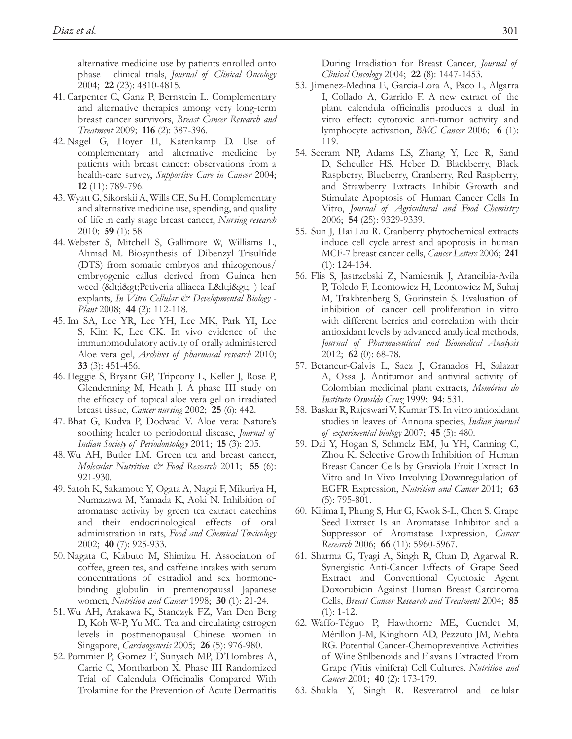alternative medicine use by patients enrolled onto phase I clinical trials, *Journal of Clinical Oncology* 2004; **22** (23): 4810-4815.

41. Carpenter C, Ganz P, Bernstein L. Complementary and alternative therapies among very long-term breast cancer survivors, *Breast Cancer Research and Treatment* 2009; **116** (2): 387-396.
42. Nagel G, Hoyer H, Katenkamp D. Use of complementary and alternative medicine by patients with breast cancer: observations from a health-care survey, *Supportive Care in Cancer* 2004; **12** (11): 789-796.
43. Wyatt G, Sikorskii A, Wills CE, Su H. Complementary and alternative medicine use, spending, and quality of life in early stage breast cancer, *Nursing research* 2010; **59** (1): 58.
44. Webster S, Mitchell S, Gallimore W, Williams L, Ahmad M. Biosynthesis of Dibenzyl Trisulfide (DTS) from somatic embryos and rhizogenous/embryogenic callus derived from Guinea hen weed (&lt;i&gt;Petiveria alliacea L&lt;i&gt;. ) leaf explants, *In Vitro Cellular & Developmental Biology - Plant* 2008; **44** (2): 112-118.
45. Im SA, Lee YR, Lee YH, Lee MK, Park YI, Lee S, Kim K, Lee CK. In vivo evidence of the immunomodulatory activity of orally administered Aloe vera gel, *Archives of pharmacal research* 2010; **33** (3): 451-456.
46. Heggie S, Bryant GP, Tripcony L, Keller J, Rose P, Glendenning M, Heath J. A phase III study on the efficacy of topical aloe vera gel on irradiated breast tissue, *Cancer nursing* 2002; **25** (6): 442.
47. Bhat G, Kudva P, Dodwad V. Aloe vera: Nature's soothing healer to periodontal disease, *Journal of Indian Society of Periodontology* 2011; **15** (3): 205.
48. Wu AH, Butler LM. Green tea and breast cancer, *Molecular Nutrition & Food Research* 2011; **55** (6): 921-930.
49. Satoh K, Sakamoto Y, Ogata A, Nagai F, Mikuriya H, Numazawa M, Yamada K, Aoki N. Inhibition of aromatase activity by green tea extract catechins and their endocrinological effects of oral administration in rats, *Food and Chemical Toxicology* 2002; **40** (7): 925-933.
50. Nagata C, Kabuto M, Shimizu H. Association of coffee, green tea, and caffeine intakes with serum concentrations of estradiol and sex hormone-binding globulin in premenopausal Japanese women, *Nutrition and Cancer* 1998; **30** (1): 21-24.
51. Wu AH, Arakawa K, Stanczyk FZ, Van Den Berg D, Koh W-P, Yu MC. Tea and circulating estrogen levels in postmenopausal Chinese women in Singapore, *Carcinogenesis* 2005; **26** (5): 976-980.
52. Pommier P, Gomez F, Sunyach MP, D'Hombres A, Carrie C, Montbarbon X. Phase III Randomized Trial of Calendula Officinalis Compared With Trolamine for the Prevention of Acute Dermatitis During Irradiation for Breast Cancer, *Journal of Clinical Oncology* 2004; **22** (8): 1447-1453.
53. Jimenez-Medina E, Garcia-Lora A, Paco L, Algarra I, Collado A, Garrido F. A new extract of the plant calendula officinalis produces a dual in vitro effect: cytotoxic anti-tumor activity and lymphocyte activation, *BMC Cancer* 2006; **6** (1): 119.
54. Seeram NP, Adams LS, Zhang Y, Lee R, Sand D, Scheuller HS, Heber D. Blackberry, Black Raspberry, Blueberry, Cranberry, Red Raspberry, and Strawberry Extracts Inhibit Growth and Stimulate Apoptosis of Human Cancer Cells In Vitro, *Journal of Agricultural and Food Chemistry* 2006; **54** (25): 9329-9339.
55. Sun J, Hai Liu R. Cranberry phytochemical extracts induce cell cycle arrest and apoptosis in human MCF-7 breast cancer cells, *Cancer Letters* 2006; **241** (1): 124-134.
56. Flis S, Jastrzebski Z, Namiesnik J, Arancibia-Avila P, Toledo F, Leontowicz H, Leontowicz M, Suhaj M, Trakhtenberg S, Gorinstein S. Evaluation of inhibition of cancer cell proliferation in vitro with different berries and correlation with their antioxidant levels by advanced analytical methods, *Journal of Pharmaceutical and Biomedical Analysis* 2012; **62** (0): 68-78.
57. Betancur-Galvis L, Saez J, Granados H, Salazar A, Ossa J. Antitumor and antiviral activity of Colombian medicinal plant extracts, *Memórias do Instituto Oswaldo Cruz* 1999; **94**: 531.
58. Baskar R, Rajeswari V, Kumar TS. In vitro antioxidant studies in leaves of Annona species, *Indian journal of experimental biology* 2007; **45** (5): 480.
59. Dai Y, Hogan S, Schmelz EM, Ju YH, Canning C, Zhou K. Selective Growth Inhibition of Human Breast Cancer Cells by Graviola Fruit Extract In Vitro and In Vivo Involving Downregulation of EGFR Expression, *Nutrition and Cancer* 2011; **63** (5): 795-801.
60. Kijima I, Phung S, Hur G, Kwok S-L, Chen S. Grape Seed Extract Is an Aromatase Inhibitor and a Suppressor of Aromatase Expression, *Cancer Research* 2006; **66** (11): 5960-5967.
61. Sharma G, Tyagi A, Singh R, Chan D, Agarwal R. Synergistic Anti-Cancer Effects of Grape Seed Extract and Conventional Cytotoxic Agent Doxorubicin Against Human Breast Carcinoma Cells, *Breast Cancer Research and Treatment* 2004; **85** (1): 1-12.
62. Waffo-Téguo P, Hawthorne ME, Cuendet M, Mérillon J-M, Kinghorn AD, Pezzuto JM, Mehta RG. Potential Cancer-Chemopreventive Activities of Wine Stilbenoids and Flavans Extracted From Grape (Vitis vinifera) Cell Cultures, *Nutrition and Cancer* 2001; **40** (2): 173-179.
63. Shukla Y, Singh R. Resveratrol and cellular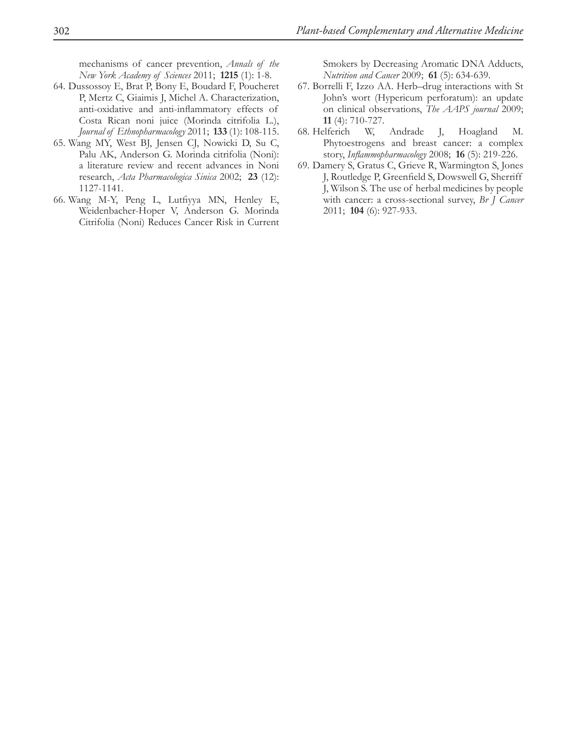mechanisms of cancer prevention, *Annals of the New York Academy of Sciences* 2011; **1215** (1): 1-8.

64. Dussossoy E, Brat P, Bony E, Boudard F, Poucheret P, Mertz C, Giaimis J, Michel A. Characterization, anti-oxidative and anti-inflammatory effects of Costa Rican noni juice (Morinda citrifolia L.), *Journal of Ethnopharmacology* 2011; **133** (1): 108-115.
65. Wang MY, West BJ, Jensen CJ, Nowicki D, Su C, Palu AK, Anderson G. Morinda citrifolia (Noni): a literature review and recent advances in Noni research, *Acta Pharmacologica Sinica* 2002; **23** (12): 1127-1141.
66. Wang M-Y, Peng L, Lutfiyya MN, Henley E, Weidenbacher-Hoper V, Anderson G. Morinda Citrifolia (Noni) Reduces Cancer Risk in Current Smokers by Decreasing Aromatic DNA Adducts, *Nutrition and Cancer* 2009; **61** (5): 634-639.
67. Borrelli F, Izzo AA. Herb–drug interactions with St John's wort (Hypericum perforatum): an update on clinical observations, *The AAPS journal* 2009; **11** (4): 710-727.
68. Helferich W, Andrade J, Hoagland M. Phytoestrogens and breast cancer: a complex story, *Inflammopharmacology* 2008; **16** (5): 219-226.
69. Damery S, Gratus C, Grieve R, Warmington S, Jones J, Routledge P, Greenfield S, Dowswell G, Sherriff J, Wilson S. The use of herbal medicines by people with cancer: a cross-sectional survey, *Br J Cancer* 2011; **104** (6): 927-933.